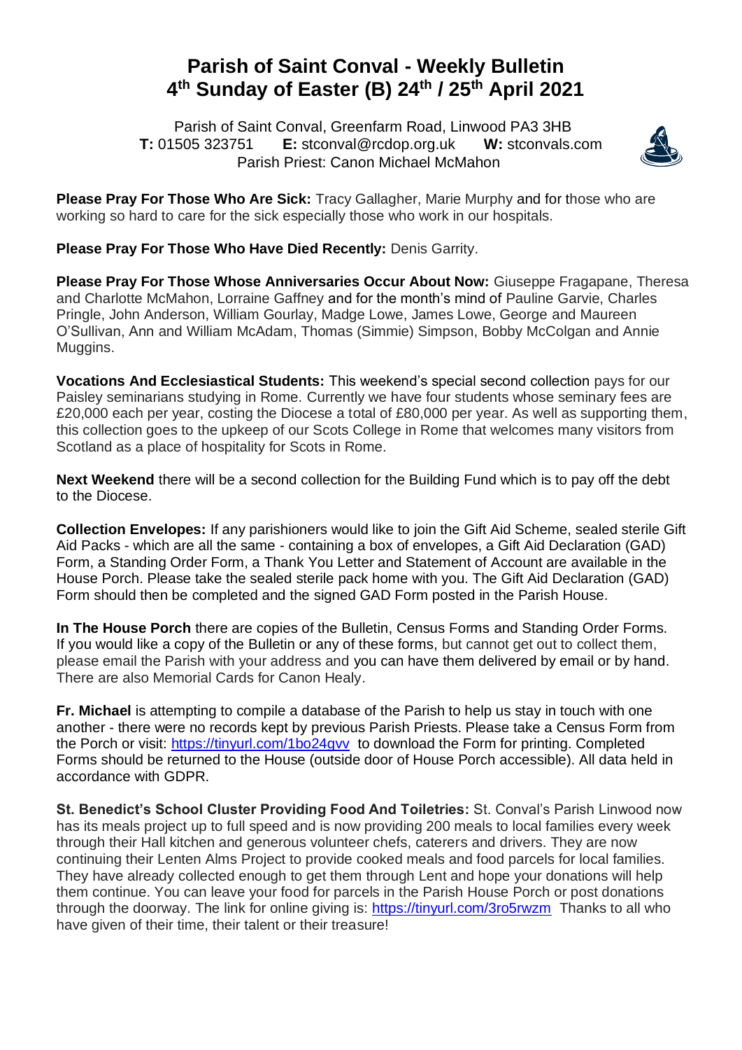# Parish of Saint Conval - Weekly Bulletin
# 4th Sunday of Easter (B) 24th / 25th April 2021

Parish of Saint Conval, Greenfarm Road, Linwood PA3 3HB
**T:** 01505 323751 **E:** stconval@rcdop.org.uk **W:** stconvals.com
Parish Priest: Canon Michael McMahon

**Please Pray For Those Who Are Sick:** Tracy Gallagher, Marie Murphy and for those who are working so hard to care for the sick especially those who work in our hospitals.

**Please Pray For Those Who Have Died Recently:** Denis Garrity.

**Please Pray For Those Whose Anniversaries Occur About Now:** Giuseppe Fragapane, Theresa and Charlotte McMahon, Lorraine Gaffney and for the month's mind of Pauline Garvie, Charles Pringle, John Anderson, William Gourlay, Madge Lowe, James Lowe, George and Maureen O'Sullivan, Ann and William McAdam, Thomas (Simmie) Simpson, Bobby McColgan and Annie Muggins.

**Vocations And Ecclesiastical Students:** This weekend's special second collection pays for our Paisley seminarians studying in Rome. Currently we have four students whose seminary fees are £20,000 each per year, costing the Diocese a total of £80,000 per year. As well as supporting them, this collection goes to the upkeep of our Scots College in Rome that welcomes many visitors from Scotland as a place of hospitality for Scots in Rome.

**Next Weekend** there will be a second collection for the Building Fund which is to pay off the debt to the Diocese.

**Collection Envelopes:** If any parishioners would like to join the Gift Aid Scheme, sealed sterile Gift Aid Packs - which are all the same - containing a box of envelopes, a Gift Aid Declaration (GAD) Form, a Standing Order Form, a Thank You Letter and Statement of Account are available in the House Porch. Please take the sealed sterile pack home with you. The Gift Aid Declaration (GAD) Form should then be completed and the signed GAD Form posted in the Parish House.

**In The House Porch** there are copies of the Bulletin, Census Forms and Standing Order Forms. If you would like a copy of the Bulletin or any of these forms, but cannot get out to collect them, please email the Parish with your address and you can have them delivered by email or by hand. There are also Memorial Cards for Canon Healy.

**Fr. Michael** is attempting to compile a database of the Parish to help us stay in touch with one another - there were no records kept by previous Parish Priests. Please take a Census Form from the Porch or visit: https://tinyurl.com/1bo24gvv to download the Form for printing. Completed Forms should be returned to the House (outside door of House Porch accessible). All data held in accordance with GDPR.

**St. Benedict's School Cluster Providing Food And Toiletries:** St. Conval's Parish Linwood now has its meals project up to full speed and is now providing 200 meals to local families every week through their Hall kitchen and generous volunteer chefs, caterers and drivers. They are now continuing their Lenten Alms Project to provide cooked meals and food parcels for local families. They have already collected enough to get them through Lent and hope your donations will help them continue. You can leave your food for parcels in the Parish House Porch or post donations through the doorway. The link for online giving is: https://tinyurl.com/3ro5rwzm Thanks to all who have given of their time, their talent or their treasure!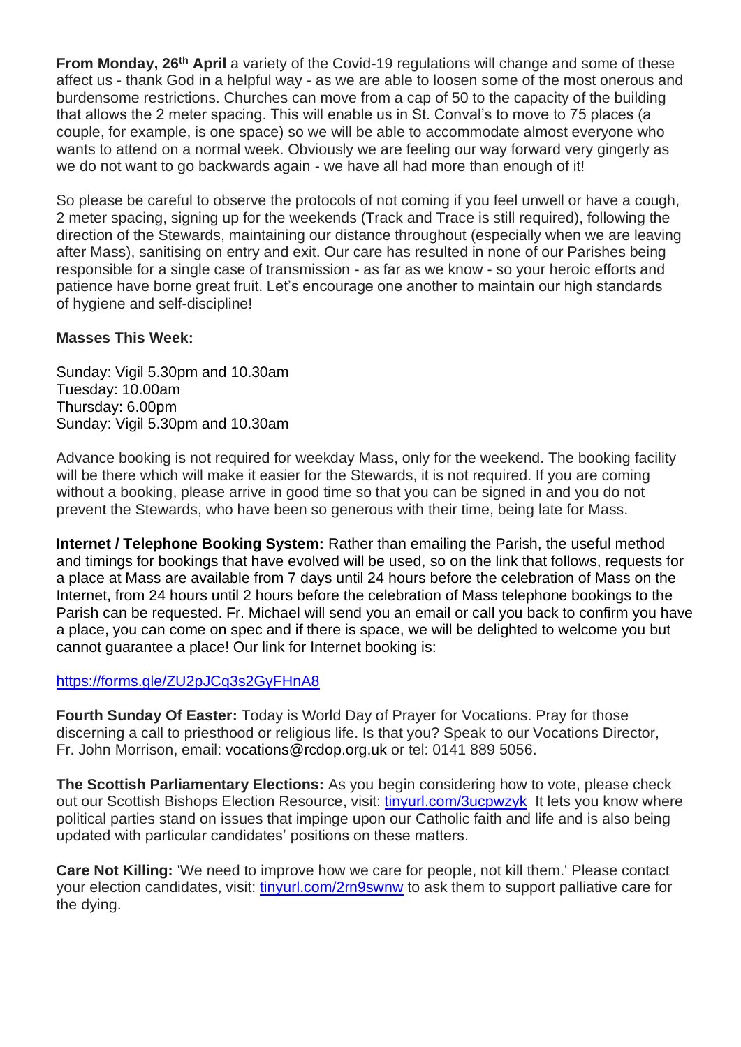**From Monday, 26th April** a variety of the Covid-19 regulations will change and some of these affect us - thank God in a helpful way - as we are able to loosen some of the most onerous and burdensome restrictions. Churches can move from a cap of 50 to the capacity of the building that allows the 2 meter spacing. This will enable us in St. Conval's to move to 75 places (a couple, for example, is one space) so we will be able to accommodate almost everyone who wants to attend on a normal week. Obviously we are feeling our way forward very gingerly as we do not want to go backwards again - we have all had more than enough of it!

So please be careful to observe the protocols of not coming if you feel unwell or have a cough, 2 meter spacing, signing up for the weekends (Track and Trace is still required), following the direction of the Stewards, maintaining our distance throughout (especially when we are leaving after Mass), sanitising on entry and exit. Our care has resulted in none of our Parishes being responsible for a single case of transmission - as far as we know - so your heroic efforts and patience have borne great fruit. Let's encourage one another to maintain our high standards of hygiene and self-discipline!

**Masses This Week:**

Sunday: Vigil 5.30pm and 10.30am
Tuesday: 10.00am
Thursday: 6.00pm
Sunday: Vigil 5.30pm and 10.30am

Advance booking is not required for weekday Mass, only for the weekend. The booking facility will be there which will make it easier for the Stewards, it is not required. If you are coming without a booking, please arrive in good time so that you can be signed in and you do not prevent the Stewards, who have been so generous with their time, being late for Mass.

**Internet / Telephone Booking System:** Rather than emailing the Parish, the useful method and timings for bookings that have evolved will be used, so on the link that follows, requests for a place at Mass are available from 7 days until 24 hours before the celebration of Mass on the Internet, from 24 hours until 2 hours before the celebration of Mass telephone bookings to the Parish can be requested. Fr. Michael will send you an email or call you back to confirm you have a place, you can come on spec and if there is space, we will be delighted to welcome you but cannot guarantee a place! Our link for Internet booking is:

https://forms.gle/ZU2pJCq3s2GyFHnA8

**Fourth Sunday Of Easter:** Today is World Day of Prayer for Vocations. Pray for those discerning a call to priesthood or religious life. Is that you? Speak to our Vocations Director, Fr. John Morrison, email: vocations@rcdop.org.uk or tel: 0141 889 5056.

**The Scottish Parliamentary Elections:** As you begin considering how to vote, please check out our Scottish Bishops Election Resource, visit: tinyurl.com/3ucpwzyk It lets you know where political parties stand on issues that impinge upon our Catholic faith and life and is also being updated with particular candidates' positions on these matters.

**Care Not Killing:** 'We need to improve how we care for people, not kill them.' Please contact your election candidates, visit: tinyurl.com/2rn9swnw to ask them to support palliative care for the dying.